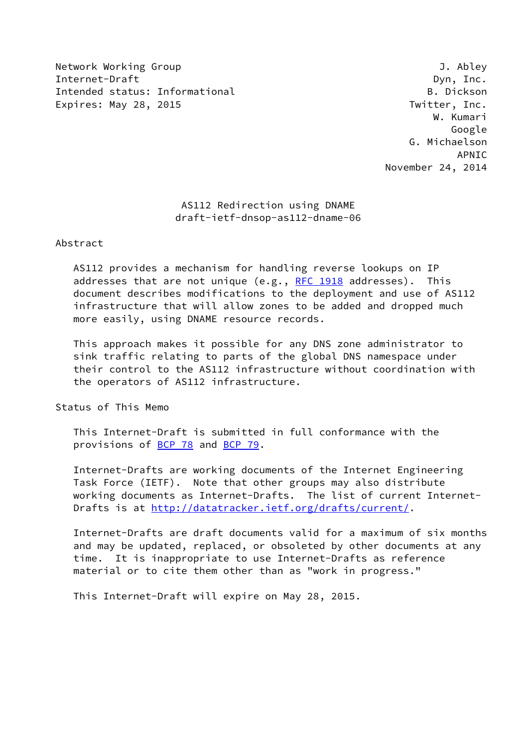Network Working Group — J. Abley
Internet-Draft — Dyn, Inc.
Intended status: Informational — B. Dickson
Expires: May 28, 2015 — Twitter, Inc.

W. Kumari, Google
G. Michaelson, APNIC
November 24, 2014

# AS112 Redirection using DNAME
draft-ietf-dnsop-as112-dname-06

## Abstract

AS112 provides a mechanism for handling reverse lookups on IP addresses that are not unique (e.g., RFC 1918 addresses). This document describes modifications to the deployment and use of AS112 infrastructure that will allow zones to be added and dropped much more easily, using DNAME resource records.

This approach makes it possible for any DNS zone administrator to sink traffic relating to parts of the global DNS namespace under their control to the AS112 infrastructure without coordination with the operators of AS112 infrastructure.

## Status of This Memo

This Internet-Draft is submitted in full conformance with the provisions of BCP 78 and BCP 79.

Internet-Drafts are working documents of the Internet Engineering Task Force (IETF). Note that other groups may also distribute working documents as Internet-Drafts. The list of current Internet-Drafts is at http://datatracker.ietf.org/drafts/current/.

Internet-Drafts are draft documents valid for a maximum of six months and may be updated, replaced, or obsoleted by other documents at any time. It is inappropriate to use Internet-Drafts as reference material or to cite them other than as "work in progress."

This Internet-Draft will expire on May 28, 2015.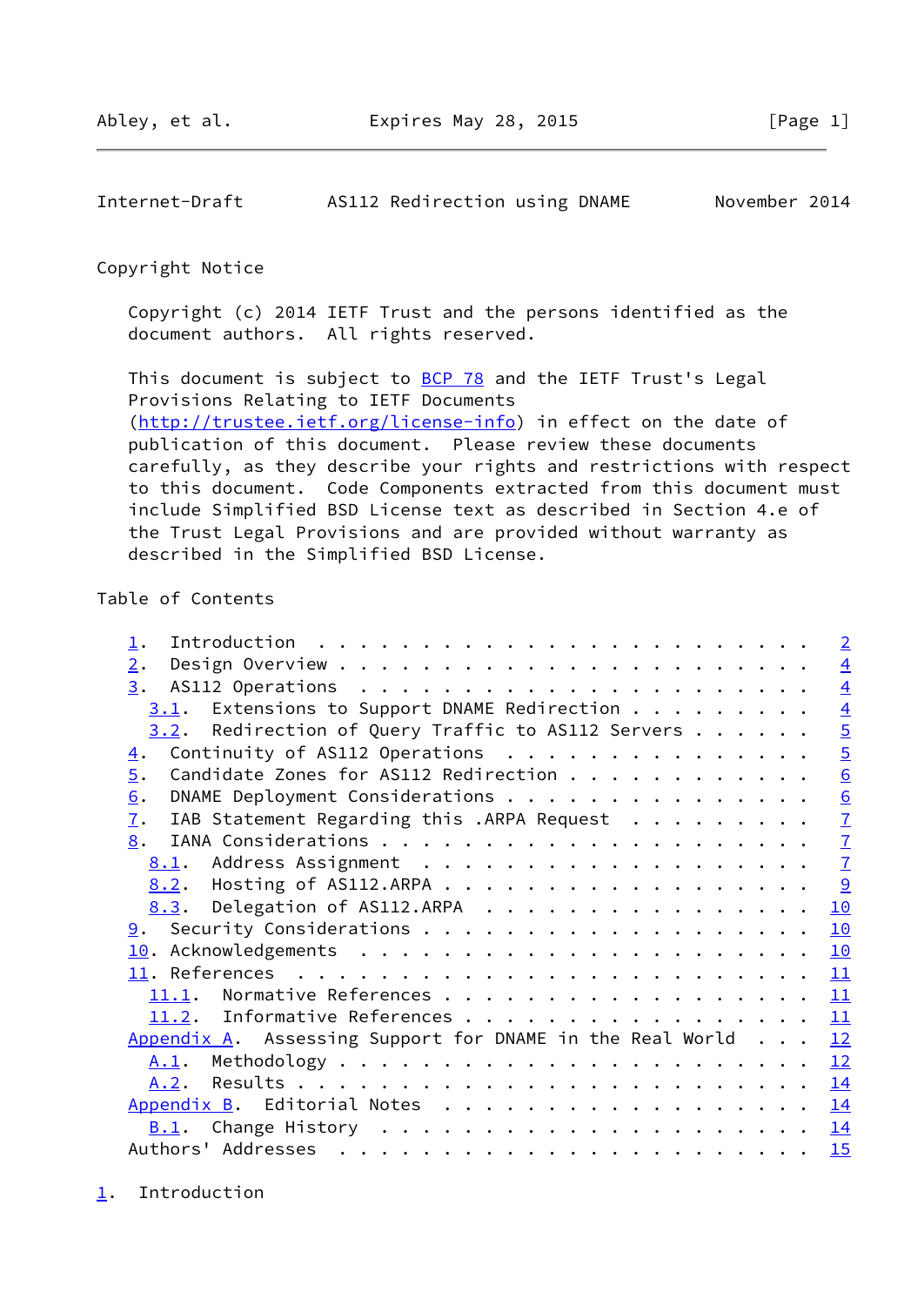Copyright Notice

Copyright (c) 2014 IETF Trust and the persons identified as the document authors. All rights reserved.

This document is subject to BCP 78 and the IETF Trust's Legal Provisions Relating to IETF Documents (http://trustee.ietf.org/license-info) in effect on the date of publication of this document. Please review these documents carefully, as they describe your rights and restrictions with respect to this document. Code Components extracted from this document must include Simplified BSD License text as described in Section 4.e of the Trust Legal Provisions and are provided without warranty as described in the Simplified BSD License.

Table of Contents

```
   1.  Introduction . . . . . . . . . . . . . . . . . . . . . . . .   2
   2.  Design Overview . . . . . . . . . . . . . . . . . . . . . . .   4
   3.  AS112 Operations  . . . . . . . . . . . . . . . . . . . . . .   4
     3.1.  Extensions to Support DNAME Redirection . . . . . . . . .   4
     3.2.  Redirection of Query Traffic to AS112 Servers . . . . . .   5
   4.  Continuity of AS112 Operations  . . . . . . . . . . . . . . .   5
   5.  Candidate Zones for AS112 Redirection . . . . . . . . . . . .   6
   6.  DNAME Deployment Considerations . . . . . . . . . . . . . . .   6
   7.  IAB Statement Regarding this .ARPA Request  . . . . . . . . .   7
   8.  IANA Considerations . . . . . . . . . . . . . . . . . . . . .   7
     8.1.  Address Assignment  . . . . . . . . . . . . . . . . . . .   7
     8.2.  Hosting of AS112.ARPA . . . . . . . . . . . . . . . . . .   9
     8.3.  Delegation of AS112.ARPA  . . . . . . . . . . . . . . . .  10
   9.  Security Considerations . . . . . . . . . . . . . . . . . . .  10
   10. Acknowledgements  . . . . . . . . . . . . . . . . . . . . . .  10
   11. References  . . . . . . . . . . . . . . . . . . . . . . . . .  11
     11.1.  Normative References . . . . . . . . . . . . . . . . . .  11
     11.2.  Informative References . . . . . . . . . . . . . . . . .  11
   Appendix A.  Assessing Support for DNAME in the Real World  . . .  12
     A.1.  Methodology . . . . . . . . . . . . . . . . . . . . . . .  12
     A.2.  Results . . . . . . . . . . . . . . . . . . . . . . . . .  14
   Appendix B.  Editorial Notes  . . . . . . . . . . . . . . . . . .  14
     B.1.  Change History  . . . . . . . . . . . . . . . . . . . . .  14
   Authors' Addresses  . . . . . . . . . . . . . . . . . . . . . . .  15
```

## 1. Introduction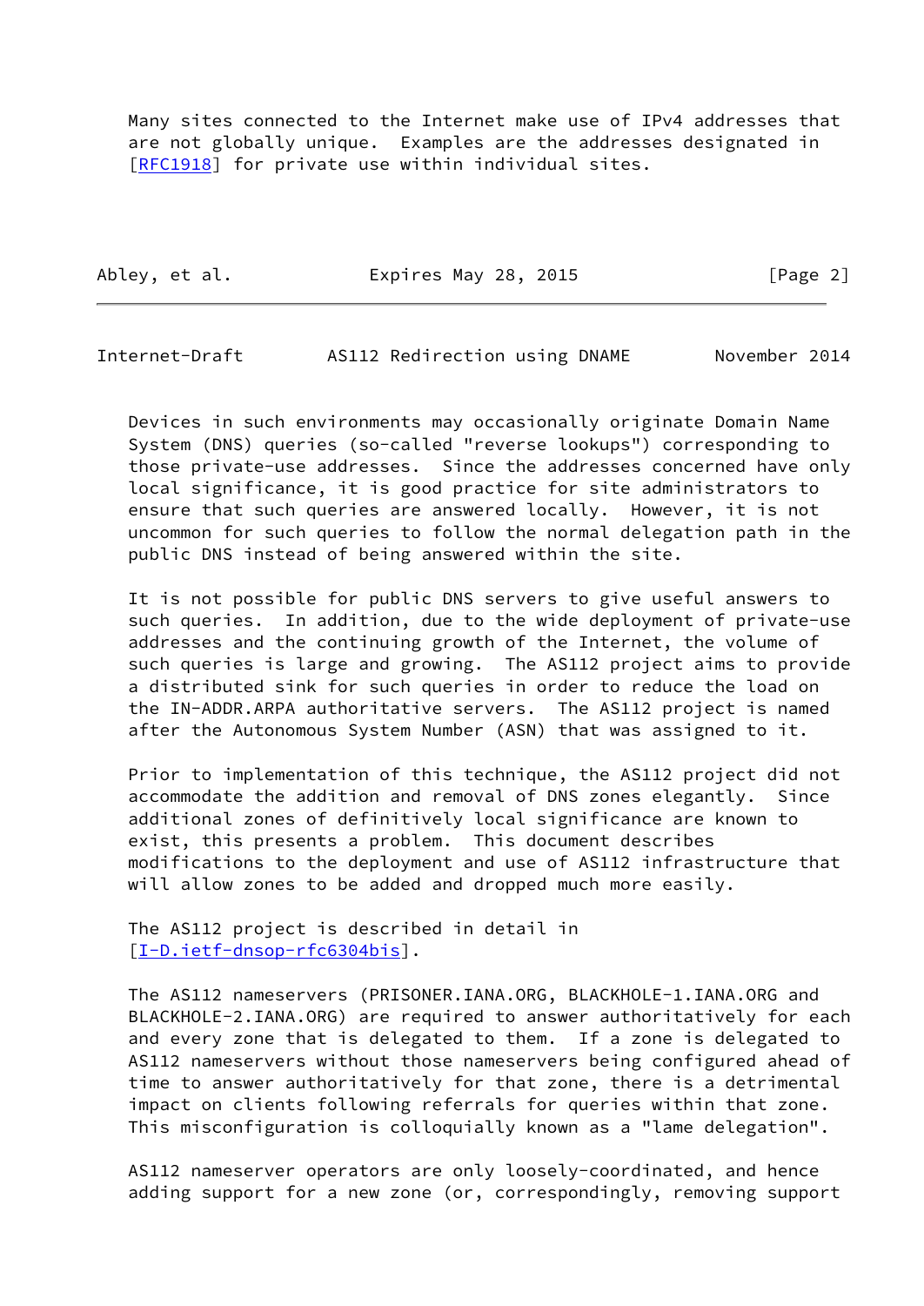Many sites connected to the Internet make use of IPv4 addresses that are not globally unique. Examples are the addresses designated in [RFC1918] for private use within individual sites.

Devices in such environments may occasionally originate Domain Name System (DNS) queries (so-called "reverse lookups") corresponding to those private-use addresses. Since the addresses concerned have only local significance, it is good practice for site administrators to ensure that such queries are answered locally. However, it is not uncommon for such queries to follow the normal delegation path in the public DNS instead of being answered within the site.

It is not possible for public DNS servers to give useful answers to such queries. In addition, due to the wide deployment of private-use addresses and the continuing growth of the Internet, the volume of such queries is large and growing. The AS112 project aims to provide a distributed sink for such queries in order to reduce the load on the IN-ADDR.ARPA authoritative servers. The AS112 project is named after the Autonomous System Number (ASN) that was assigned to it.

Prior to implementation of this technique, the AS112 project did not accommodate the addition and removal of DNS zones elegantly. Since additional zones of definitively local significance are known to exist, this presents a problem. This document describes modifications to the deployment and use of AS112 infrastructure that will allow zones to be added and dropped much more easily.

The AS112 project is described in detail in [I-D.ietf-dnsop-rfc6304bis].

The AS112 nameservers (PRISONER.IANA.ORG, BLACKHOLE-1.IANA.ORG and BLACKHOLE-2.IANA.ORG) are required to answer authoritatively for each and every zone that is delegated to them. If a zone is delegated to AS112 nameservers without those nameservers being configured ahead of time to answer authoritatively for that zone, there is a detrimental impact on clients following referrals for queries within that zone. This misconfiguration is colloquially known as a "lame delegation".

AS112 nameserver operators are only loosely-coordinated, and hence adding support for a new zone (or, correspondingly, removing support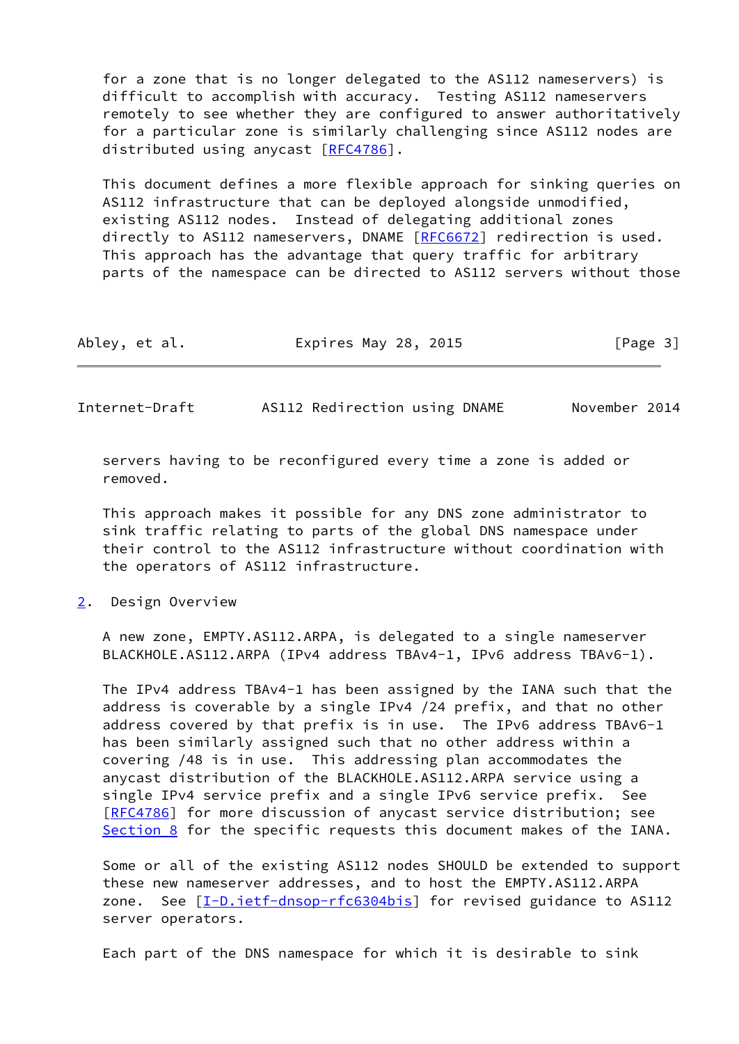for a zone that is no longer delegated to the AS112 nameservers) is difficult to accomplish with accuracy. Testing AS112 nameservers remotely to see whether they are configured to answer authoritatively for a particular zone is similarly challenging since AS112 nodes are distributed using anycast [RFC4786].

This document defines a more flexible approach for sinking queries on AS112 infrastructure that can be deployed alongside unmodified, existing AS112 nodes. Instead of delegating additional zones directly to AS112 nameservers, DNAME [RFC6672] redirection is used. This approach has the advantage that query traffic for arbitrary parts of the namespace can be directed to AS112 servers without those servers having to be reconfigured every time a zone is added or removed.

This approach makes it possible for any DNS zone administrator to sink traffic relating to parts of the global DNS namespace under their control to the AS112 infrastructure without coordination with the operators of AS112 infrastructure.

## 2. Design Overview

A new zone, EMPTY.AS112.ARPA, is delegated to a single nameserver BLACKHOLE.AS112.ARPA (IPv4 address TBAv4-1, IPv6 address TBAv6-1).

The IPv4 address TBAv4-1 has been assigned by the IANA such that the address is coverable by a single IPv4 /24 prefix, and that no other address covered by that prefix is in use. The IPv6 address TBAv6-1 has been similarly assigned such that no other address within a covering /48 is in use. This addressing plan accommodates the anycast distribution of the BLACKHOLE.AS112.ARPA service using a single IPv4 service prefix and a single IPv6 service prefix. See [RFC4786] for more discussion of anycast service distribution; see Section 8 for the specific requests this document makes of the IANA.

Some or all of the existing AS112 nodes SHOULD be extended to support these new nameserver addresses, and to host the EMPTY.AS112.ARPA zone. See [I-D.ietf-dnsop-rfc6304bis] for revised guidance to AS112 server operators.

Each part of the DNS namespace for which it is desirable to sink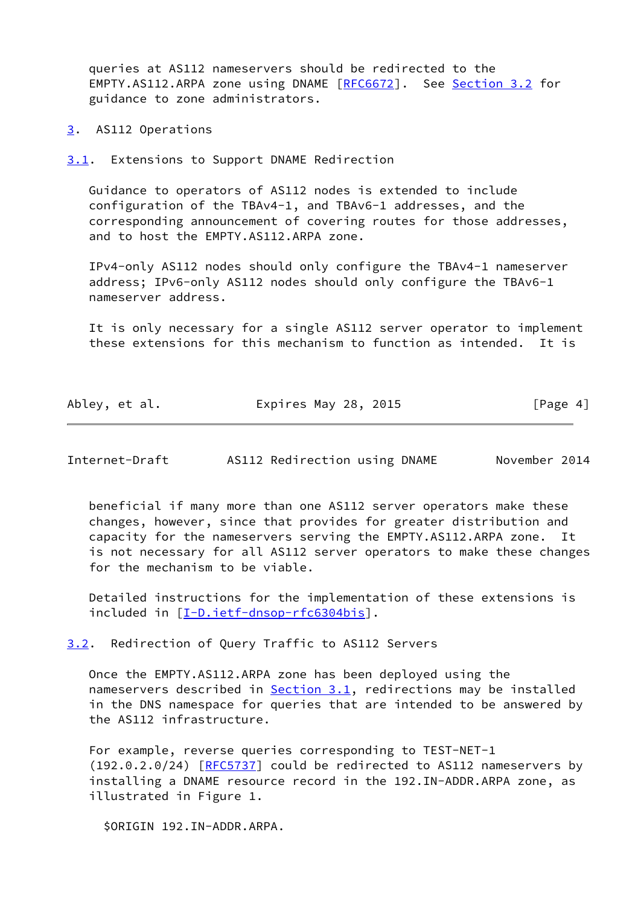queries at AS112 nameservers should be redirected to the EMPTY.AS112.ARPA zone using DNAME [RFC6672]. See Section 3.2 for guidance to zone administrators.

## 3. AS112 Operations

### 3.1. Extensions to Support DNAME Redirection

Guidance to operators of AS112 nodes is extended to include configuration of the TBAv4-1, and TBAv6-1 addresses, and the corresponding announcement of covering routes for those addresses, and to host the EMPTY.AS112.ARPA zone.

IPv4-only AS112 nodes should only configure the TBAv4-1 nameserver address; IPv6-only AS112 nodes should only configure the TBAv6-1 nameserver address.

It is only necessary for a single AS112 server operator to implement these extensions for this mechanism to function as intended. It is beneficial if many more than one AS112 server operators make these changes, however, since that provides for greater distribution and capacity for the nameservers serving the EMPTY.AS112.ARPA zone. It is not necessary for all AS112 server operators to make these changes for the mechanism to be viable.

Detailed instructions for the implementation of these extensions is included in [I-D.ietf-dnsop-rfc6304bis].

### 3.2. Redirection of Query Traffic to AS112 Servers

Once the EMPTY.AS112.ARPA zone has been deployed using the nameservers described in Section 3.1, redirections may be installed in the DNS namespace for queries that are intended to be answered by the AS112 infrastructure.

For example, reverse queries corresponding to TEST-NET-1 (192.0.2.0/24) [RFC5737] could be redirected to AS112 nameservers by installing a DNAME resource record in the 192.IN-ADDR.ARPA zone, as illustrated in Figure 1.

```
$ORIGIN 192.IN-ADDR.ARPA.
```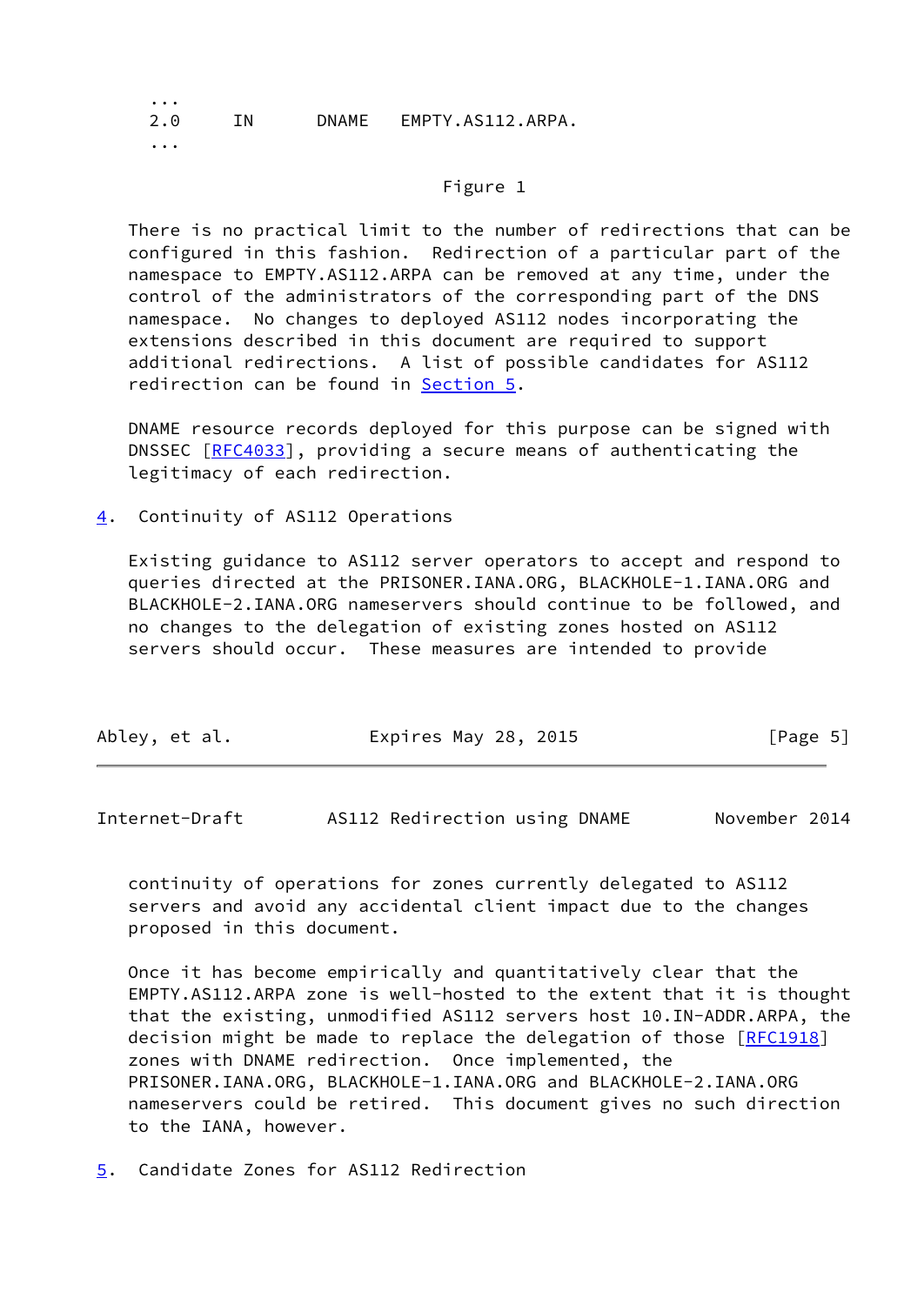```
   ...
   2.0     IN      DNAME   EMPTY.AS112.ARPA.
   ...
```

Figure 1

There is no practical limit to the number of redirections that can be configured in this fashion. Redirection of a particular part of the namespace to EMPTY.AS112.ARPA can be removed at any time, under the control of the administrators of the corresponding part of the DNS namespace. No changes to deployed AS112 nodes incorporating the extensions described in this document are required to support additional redirections. A list of possible candidates for AS112 redirection can be found in Section 5.

DNAME resource records deployed for this purpose can be signed with DNSSEC [RFC4033], providing a secure means of authenticating the legitimacy of each redirection.

## 4. Continuity of AS112 Operations

Existing guidance to AS112 server operators to accept and respond to queries directed at the PRISONER.IANA.ORG, BLACKHOLE-1.IANA.ORG and BLACKHOLE-2.IANA.ORG nameservers should continue to be followed, and no changes to the delegation of existing zones hosted on AS112 servers should occur. These measures are intended to provide continuity of operations for zones currently delegated to AS112 servers and avoid any accidental client impact due to the changes proposed in this document.

Once it has become empirically and quantitatively clear that the EMPTY.AS112.ARPA zone is well-hosted to the extent that it is thought that the existing, unmodified AS112 servers host 10.IN-ADDR.ARPA, the decision might be made to replace the delegation of those [RFC1918] zones with DNAME redirection. Once implemented, the PRISONER.IANA.ORG, BLACKHOLE-1.IANA.ORG and BLACKHOLE-2.IANA.ORG nameservers could be retired. This document gives no such direction to the IANA, however.

## 5. Candidate Zones for AS112 Redirection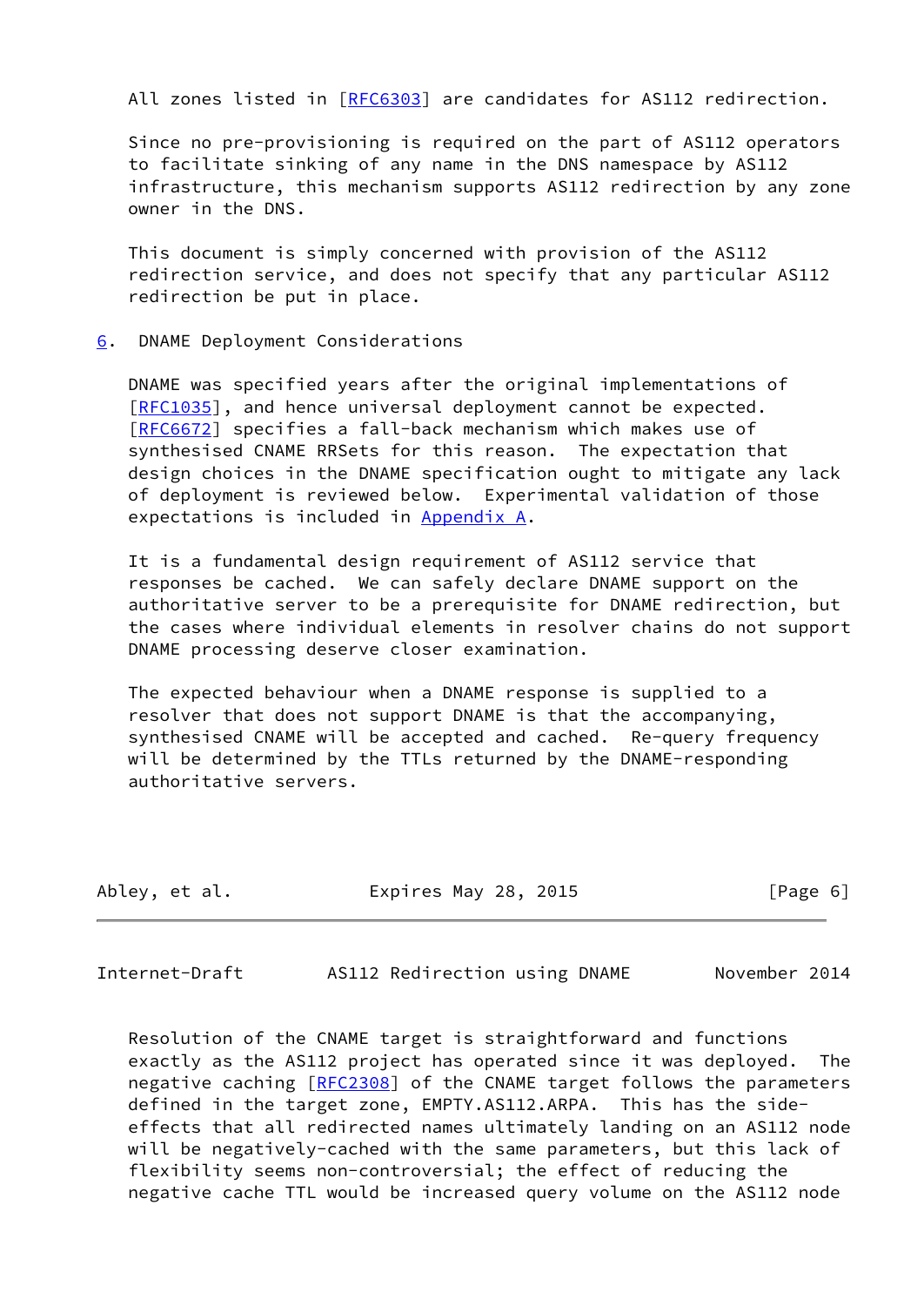All zones listed in [RFC6303] are candidates for AS112 redirection.

Since no pre-provisioning is required on the part of AS112 operators to facilitate sinking of any name in the DNS namespace by AS112 infrastructure, this mechanism supports AS112 redirection by any zone owner in the DNS.

This document is simply concerned with provision of the AS112 redirection service, and does not specify that any particular AS112 redirection be put in place.

## 6. DNAME Deployment Considerations

DNAME was specified years after the original implementations of [RFC1035], and hence universal deployment cannot be expected. [RFC6672] specifies a fall-back mechanism which makes use of synthesised CNAME RRSets for this reason. The expectation that design choices in the DNAME specification ought to mitigate any lack of deployment is reviewed below. Experimental validation of those expectations is included in Appendix A.

It is a fundamental design requirement of AS112 service that responses be cached. We can safely declare DNAME support on the authoritative server to be a prerequisite for DNAME redirection, but the cases where individual elements in resolver chains do not support DNAME processing deserve closer examination.

The expected behaviour when a DNAME response is supplied to a resolver that does not support DNAME is that the accompanying, synthesised CNAME will be accepted and cached. Re-query frequency will be determined by the TTLs returned by the DNAME-responding authoritative servers.

Resolution of the CNAME target is straightforward and functions exactly as the AS112 project has operated since it was deployed. The negative caching [RFC2308] of the CNAME target follows the parameters defined in the target zone, EMPTY.AS112.ARPA. This has the side-effects that all redirected names ultimately landing on an AS112 node will be negatively-cached with the same parameters, but this lack of flexibility seems non-controversial; the effect of reducing the negative cache TTL would be increased query volume on the AS112 node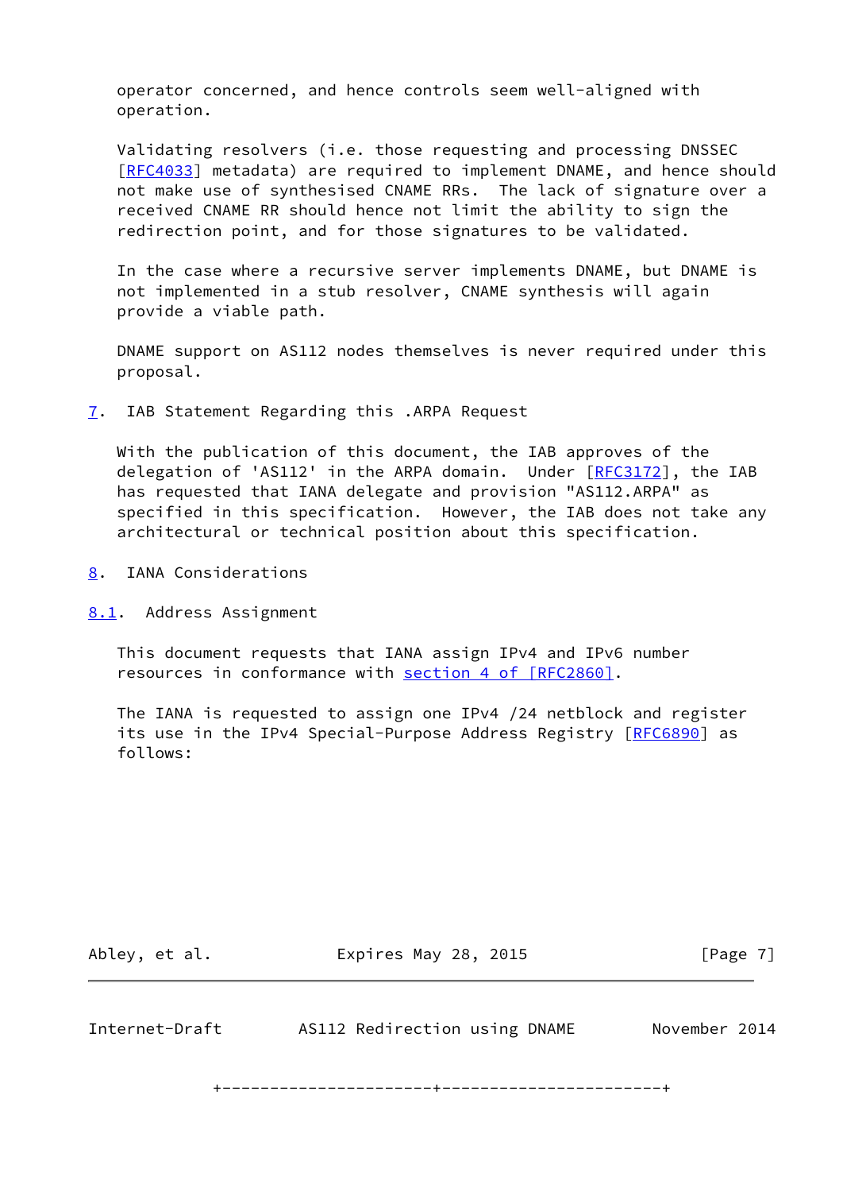operator concerned, and hence controls seem well-aligned with operation.

Validating resolvers (i.e. those requesting and processing DNSSEC [RFC4033] metadata) are required to implement DNAME, and hence should not make use of synthesised CNAME RRs. The lack of signature over a received CNAME RR should hence not limit the ability to sign the redirection point, and for those signatures to be validated.

In the case where a recursive server implements DNAME, but DNAME is not implemented in a stub resolver, CNAME synthesis will again provide a viable path.

DNAME support on AS112 nodes themselves is never required under this proposal.

## 7. IAB Statement Regarding this .ARPA Request

With the publication of this document, the IAB approves of the delegation of 'AS112' in the ARPA domain. Under [RFC3172], the IAB has requested that IANA delegate and provision "AS112.ARPA" as specified in this specification. However, the IAB does not take any architectural or technical position about this specification.

## 8. IANA Considerations

### 8.1. Address Assignment

This document requests that IANA assign IPv4 and IPv6 number resources in conformance with section 4 of [RFC2860].

The IANA is requested to assign one IPv4 /24 netblock and register its use in the IPv4 Special-Purpose Address Registry [RFC6890] as follows:

```
+----------------------+-----------------------+
```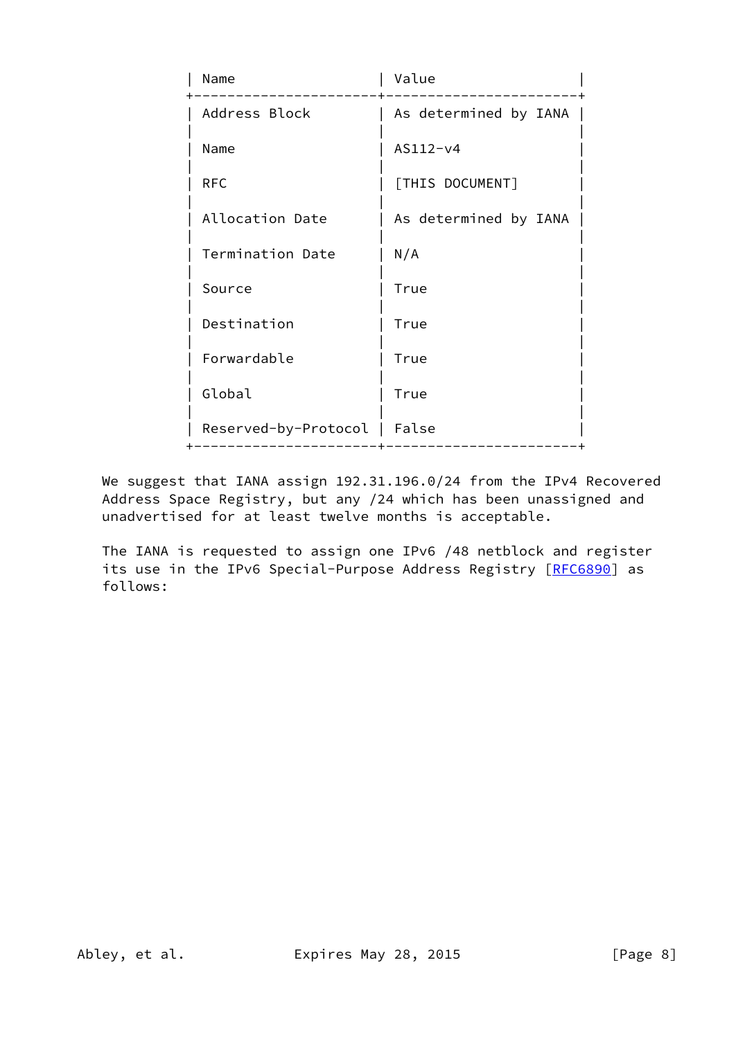| Name | Value |
| --- | --- |
| Address Block | As determined by IANA |
| Name | AS112-v4 |
| RFC | [THIS DOCUMENT] |
| Allocation Date | As determined by IANA |
| Termination Date | N/A |
| Source | True |
| Destination | True |
| Forwardable | True |
| Global | True |
| Reserved-by-Protocol | False |

We suggest that IANA assign 192.31.196.0/24 from the IPv4 Recovered Address Space Registry, but any /24 which has been unassigned and unadvertised for at least twelve months is acceptable.

The IANA is requested to assign one IPv6 /48 netblock and register its use in the IPv6 Special-Purpose Address Registry [RFC6890] as follows: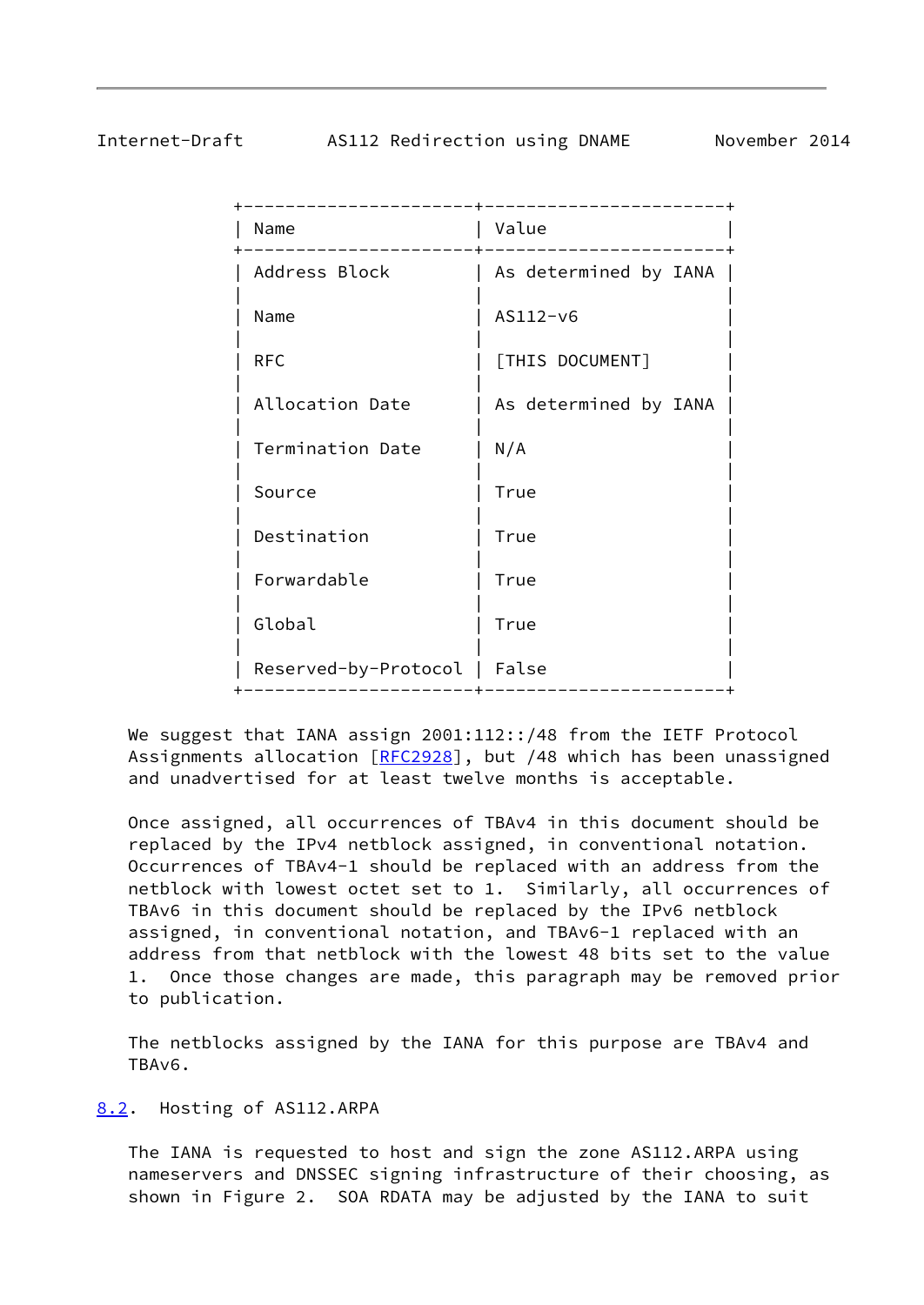| Name | Value |
| --- | --- |
| Address Block | As determined by IANA |
| Name | AS112-v6 |
| RFC | [THIS DOCUMENT] |
| Allocation Date | As determined by IANA |
| Termination Date | N/A |
| Source | True |
| Destination | True |
| Forwardable | True |
| Global | True |
| Reserved-by-Protocol | False |

We suggest that IANA assign 2001:112::/48 from the IETF Protocol Assignments allocation [RFC2928], but /48 which has been unassigned and unadvertised for at least twelve months is acceptable.

Once assigned, all occurrences of TBAv4 in this document should be replaced by the IPv4 netblock assigned, in conventional notation. Occurrences of TBAv4-1 should be replaced with an address from the netblock with lowest octet set to 1. Similarly, all occurrences of TBAv6 in this document should be replaced by the IPv6 netblock assigned, in conventional notation, and TBAv6-1 replaced with an address from that netblock with the lowest 48 bits set to the value 1. Once those changes are made, this paragraph may be removed prior to publication.

The netblocks assigned by the IANA for this purpose are TBAv4 and TBAv6.

### 8.2. Hosting of AS112.ARPA

The IANA is requested to host and sign the zone AS112.ARPA using nameservers and DNSSEC signing infrastructure of their choosing, as shown in Figure 2. SOA RDATA may be adjusted by the IANA to suit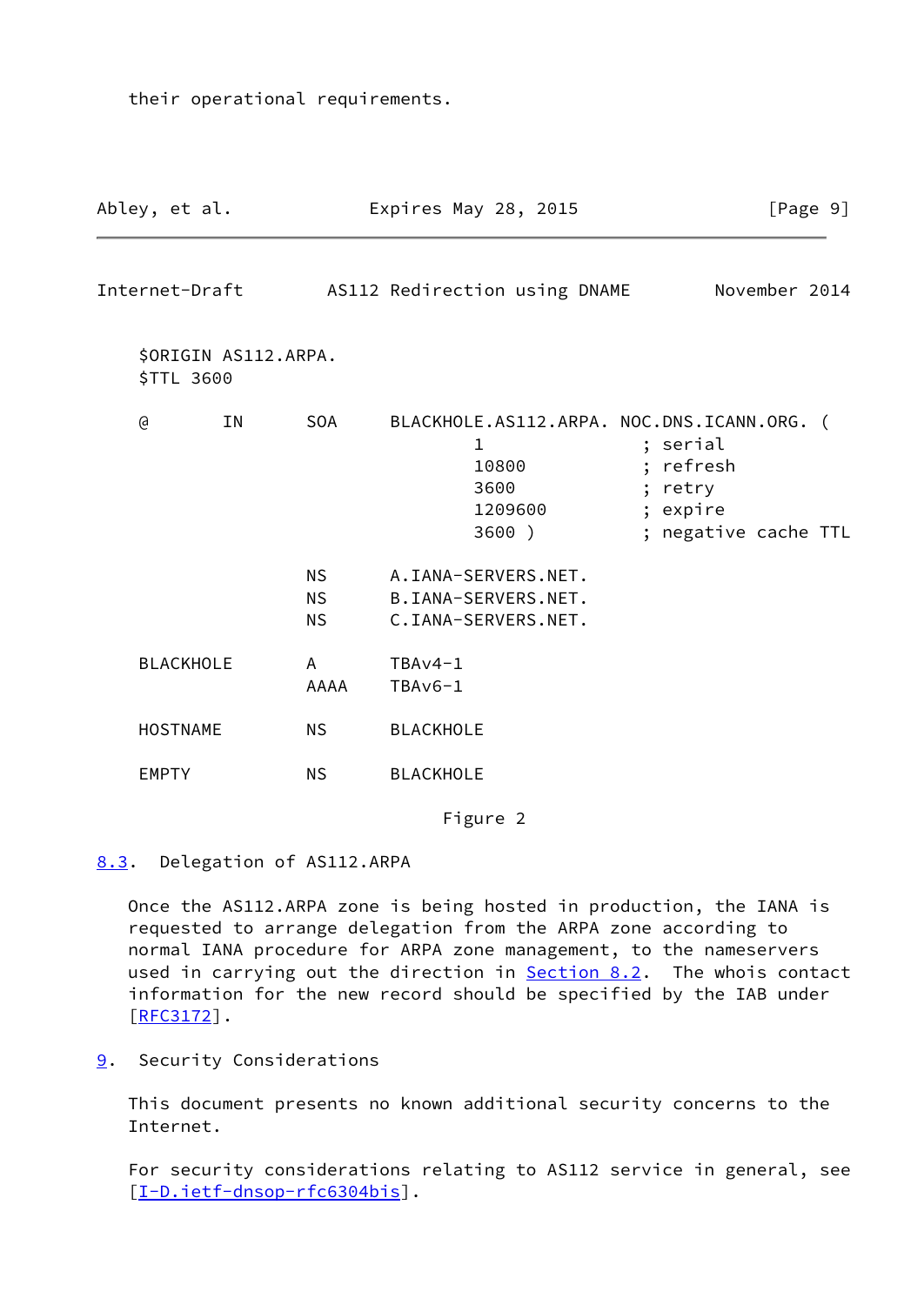their operational requirements.

```
$ORIGIN AS112.ARPA.
$TTL 3600

@       IN      SOA     BLACKHOLE.AS112.ARPA. NOC.DNS.ICANN.ORG. (
                                1               ; serial
                                10800           ; refresh
                                3600            ; retry
                                1209600         ; expire
                                3600 )          ; negative cache TTL

                NS      A.IANA-SERVERS.NET.
                NS      B.IANA-SERVERS.NET.
                NS      C.IANA-SERVERS.NET.

BLACKHOLE       A       TBAv4-1
                AAAA    TBAv6-1

HOSTNAME        NS      BLACKHOLE

EMPTY           NS      BLACKHOLE
```

Figure 2

### 8.3. Delegation of AS112.ARPA

Once the AS112.ARPA zone is being hosted in production, the IANA is requested to arrange delegation from the ARPA zone according to normal IANA procedure for ARPA zone management, to the nameservers used in carrying out the direction in Section 8.2. The whois contact information for the new record should be specified by the IAB under [RFC3172].

## 9. Security Considerations

This document presents no known additional security concerns to the Internet.

For security considerations relating to AS112 service in general, see [I-D.ietf-dnsop-rfc6304bis].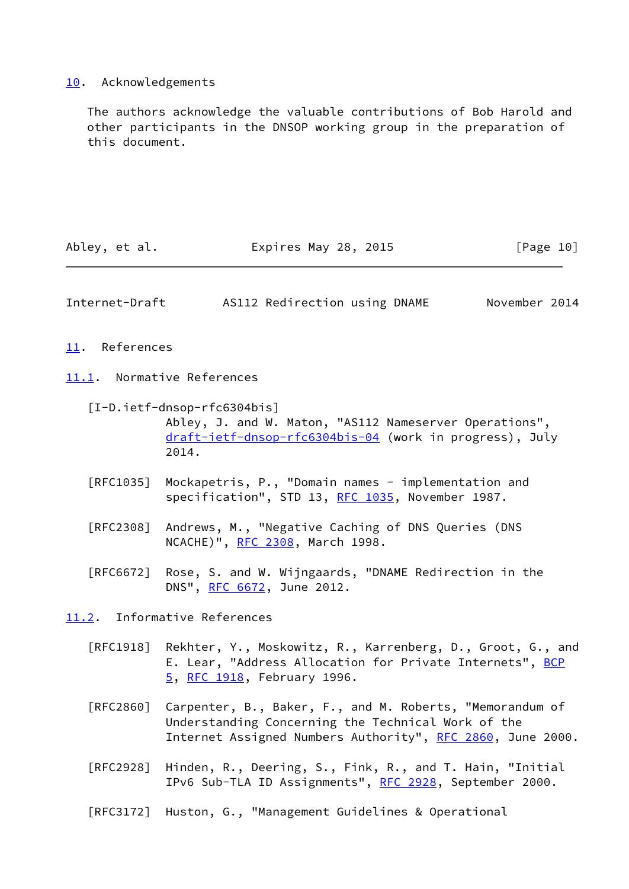## 10. Acknowledgements

The authors acknowledge the valuable contributions of Bob Harold and other participants in the DNSOP working group in the preparation of this document.

## 11. References

### 11.1. Normative References

[I-D.ietf-dnsop-rfc6304bis]
Abley, J. and W. Maton, "AS112 Nameserver Operations", draft-ietf-dnsop-rfc6304bis-04 (work in progress), July 2014.

[RFC1035] Mockapetris, P., "Domain names - implementation and specification", STD 13, RFC 1035, November 1987.

[RFC2308] Andrews, M., "Negative Caching of DNS Queries (DNS NCACHE)", RFC 2308, March 1998.

[RFC6672] Rose, S. and W. Wijngaards, "DNAME Redirection in the DNS", RFC 6672, June 2012.

### 11.2. Informative References

[RFC1918] Rekhter, Y., Moskowitz, R., Karrenberg, D., Groot, G., and E. Lear, "Address Allocation for Private Internets", BCP 5, RFC 1918, February 1996.

[RFC2860] Carpenter, B., Baker, F., and M. Roberts, "Memorandum of Understanding Concerning the Technical Work of the Internet Assigned Numbers Authority", RFC 2860, June 2000.

[RFC2928] Hinden, R., Deering, S., Fink, R., and T. Hain, "Initial IPv6 Sub-TLA ID Assignments", RFC 2928, September 2000.

[RFC3172] Huston, G., "Management Guidelines & Operational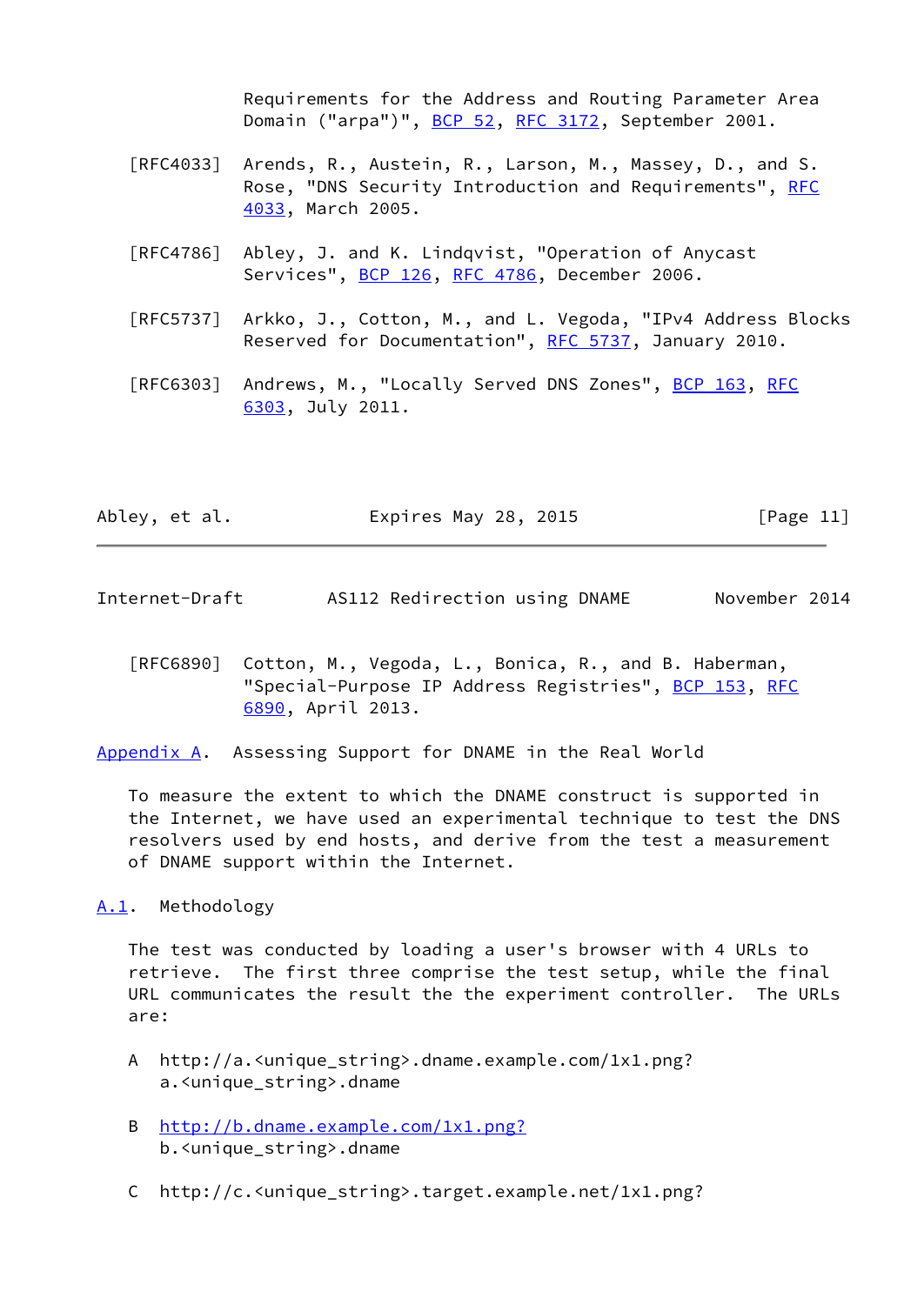Requirements for the Address and Routing Parameter Area Domain ("arpa")", BCP 52, RFC 3172, September 2001.

[RFC4033] Arends, R., Austein, R., Larson, M., Massey, D., and S. Rose, "DNS Security Introduction and Requirements", RFC 4033, March 2005.

[RFC4786] Abley, J. and K. Lindqvist, "Operation of Anycast Services", BCP 126, RFC 4786, December 2006.

[RFC5737] Arkko, J., Cotton, M., and L. Vegoda, "IPv4 Address Blocks Reserved for Documentation", RFC 5737, January 2010.

[RFC6303] Andrews, M., "Locally Served DNS Zones", BCP 163, RFC 6303, July 2011.

[RFC6890] Cotton, M., Vegoda, L., Bonica, R., and B. Haberman, "Special-Purpose IP Address Registries", BCP 153, RFC 6890, April 2013.

## Appendix A. Assessing Support for DNAME in the Real World

To measure the extent to which the DNAME construct is supported in the Internet, we have used an experimental technique to test the DNS resolvers used by end hosts, and derive from the test a measurement of DNAME support within the Internet.

### A.1. Methodology

The test was conducted by loading a user's browser with 4 URLs to retrieve. The first three comprise the test setup, while the final URL communicates the result the the experiment controller. The URLs are:

A http://a.<unique_string>.dname.example.com/1x1.png?
  a.<unique_string>.dname

B http://b.dname.example.com/1x1.png?
  b.<unique_string>.dname

C http://c.<unique_string>.target.example.net/1x1.png?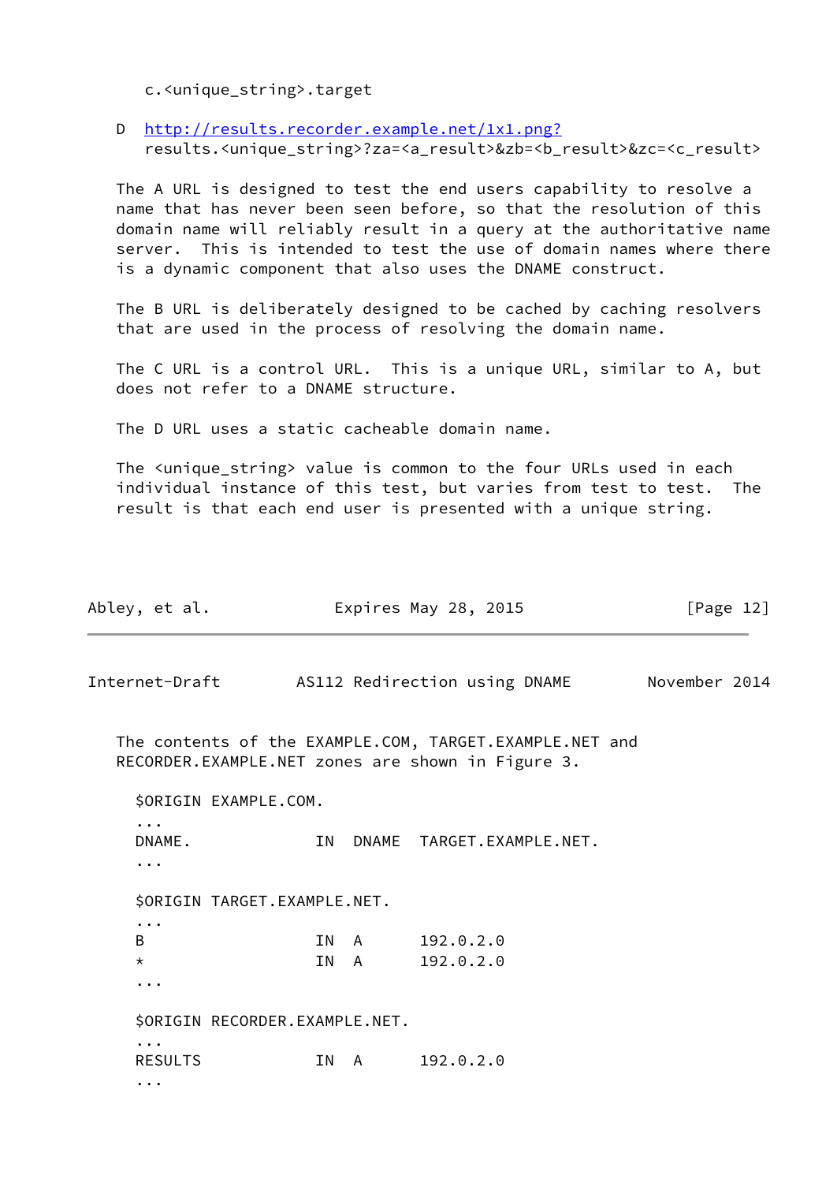c.<unique_string>.target

D http://results.recorder.example.net/1x1.png?
results.<unique_string>?za=<a_result>&zb=<b_result>&zc=<c_result>

The A URL is designed to test the end users capability to resolve a name that has never been seen before, so that the resolution of this domain name will reliably result in a query at the authoritative name server. This is intended to test the use of domain names where there is a dynamic component that also uses the DNAME construct.

The B URL is deliberately designed to be cached by caching resolvers that are used in the process of resolving the domain name.

The C URL is a control URL. This is a unique URL, similar to A, but does not refer to a DNAME structure.

The D URL uses a static cacheable domain name.

The <unique_string> value is common to the four URLs used in each individual instance of this test, but varies from test to test. The result is that each end user is presented with a unique string.

The contents of the EXAMPLE.COM, TARGET.EXAMPLE.NET and RECORDER.EXAMPLE.NET zones are shown in Figure 3.

```
$ORIGIN EXAMPLE.COM.
...
DNAME.              IN   DNAME  TARGET.EXAMPLE.NET.
...

$ORIGIN TARGET.EXAMPLE.NET.
...
B                   IN   A      192.0.2.0
*                   IN   A      192.0.2.0
...

$ORIGIN RECORDER.EXAMPLE.NET.
...
RESULTS             IN   A      192.0.2.0
...
```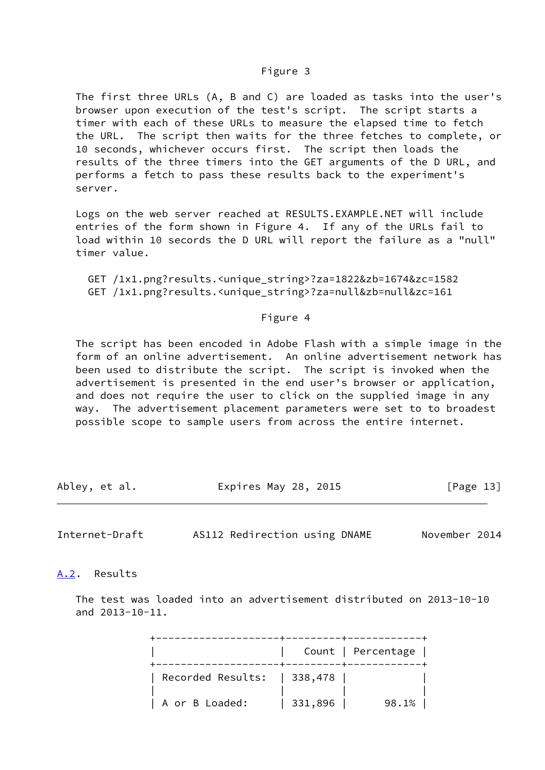Figure 3

The first three URLs (A, B and C) are loaded as tasks into the user's browser upon execution of the test's script. The script starts a timer with each of these URLs to measure the elapsed time to fetch the URL. The script then waits for the three fetches to complete, or 10 seconds, whichever occurs first. The script then loads the results of the three timers into the GET arguments of the D URL, and performs a fetch to pass these results back to the experiment's server.

Logs on the web server reached at RESULTS.EXAMPLE.NET will include entries of the form shown in Figure 4. If any of the URLs fail to load within 10 secords the D URL will report the failure as a "null" timer value.

```
GET /1x1.png?results.<unique_string>?za=1822&zb=1674&zc=1582
GET /1x1.png?results.<unique_string>?za=null&zb=null&zc=161
```

Figure 4

The script has been encoded in Adobe Flash with a simple image in the form of an online advertisement. An online advertisement network has been used to distribute the script. The script is invoked when the advertisement is presented in the end user's browser or application, and does not require the user to click on the supplied image in any way. The advertisement placement parameters were set to to broadest possible scope to sample users from across the entire internet.

## A.2. Results

The test was loaded into an advertisement distributed on 2013-10-10 and 2013-10-11.

| | Count | Percentage |
|---|---|---|
| Recorded Results: | 338,478 | |
| | | |
| A or B Loaded: | 331,896 | 98.1% |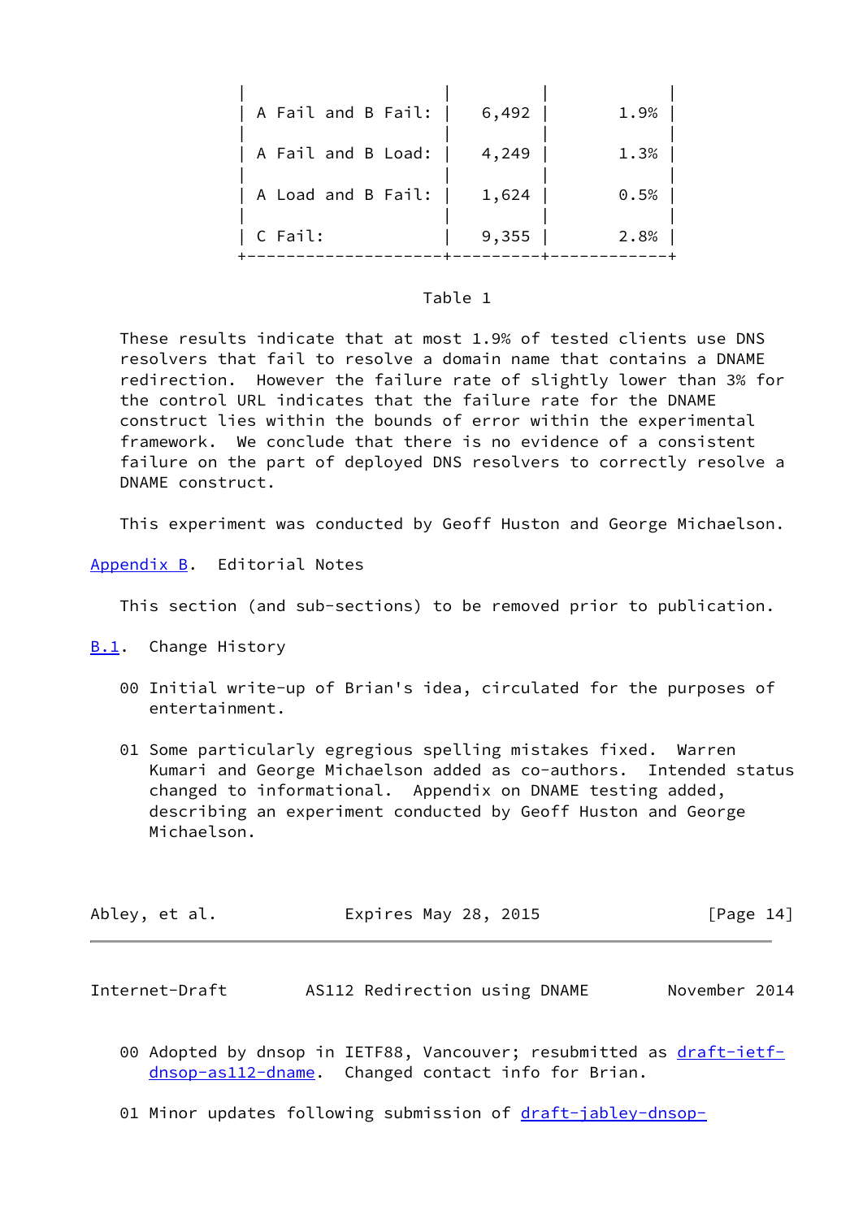| | | |
|---|---|---|
| A Fail and B Fail: | 6,492 | 1.9% |
| A Fail and B Load: | 4,249 | 1.3% |
| A Load and B Fail: | 1,624 | 0.5% |
| C Fail: | 9,355 | 2.8% |

Table 1

These results indicate that at most 1.9% of tested clients use DNS resolvers that fail to resolve a domain name that contains a DNAME redirection. However the failure rate of slightly lower than 3% for the control URL indicates that the failure rate for the DNAME construct lies within the bounds of error within the experimental framework. We conclude that there is no evidence of a consistent failure on the part of deployed DNS resolvers to correctly resolve a DNAME construct.

This experiment was conducted by Geoff Huston and George Michaelson.

## Appendix B. Editorial Notes

This section (and sub-sections) to be removed prior to publication.

### B.1. Change History

00 Initial write-up of Brian's idea, circulated for the purposes of entertainment.

01 Some particularly egregious spelling mistakes fixed. Warren Kumari and George Michaelson added as co-authors. Intended status changed to informational. Appendix on DNAME testing added, describing an experiment conducted by Geoff Huston and George Michaelson.

00 Adopted by dnsop in IETF88, Vancouver; resubmitted as draft-ietf-dnsop-as112-dname. Changed contact info for Brian.

01 Minor updates following submission of draft-jabley-dnsop-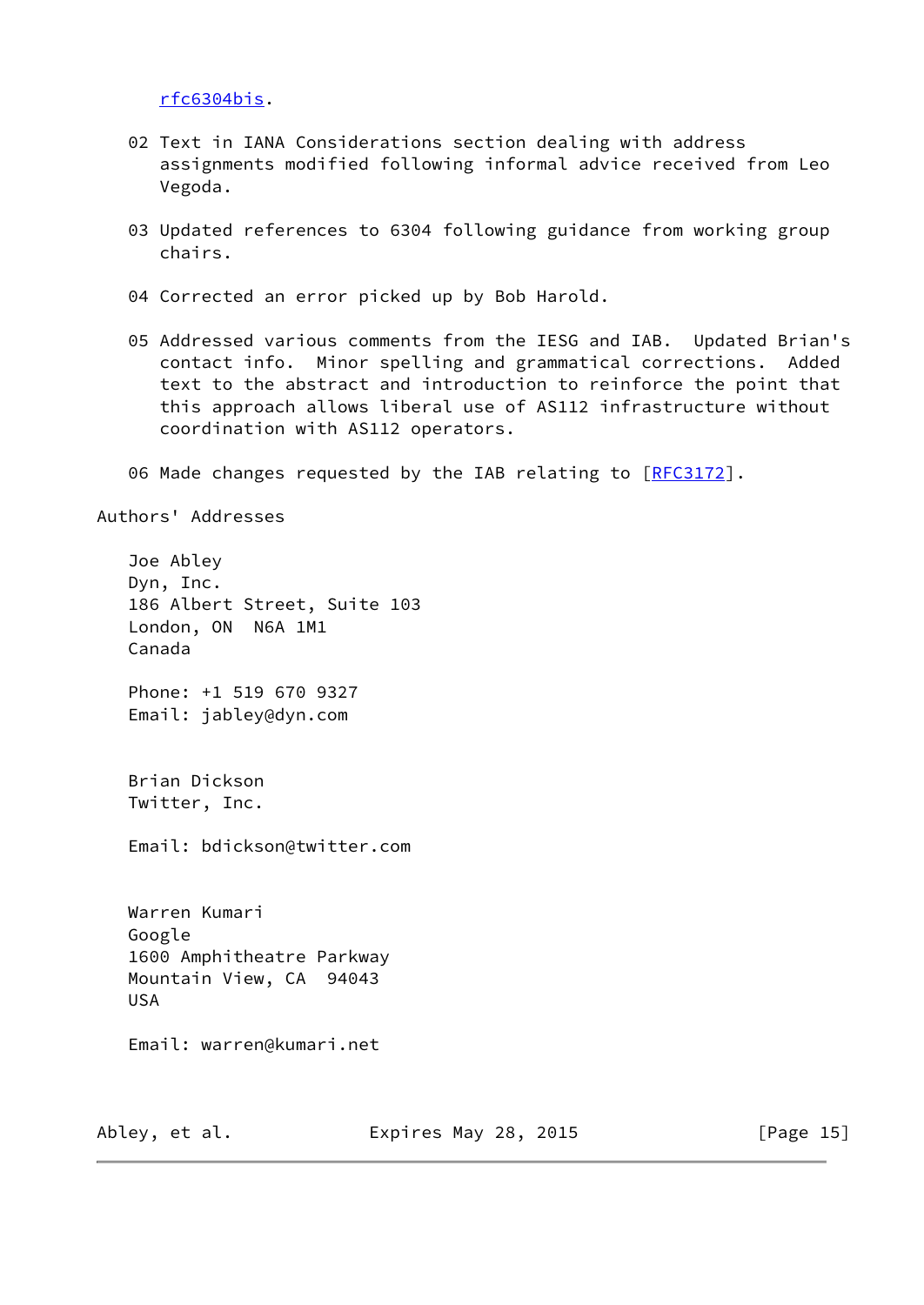rfc6304bis.

02 Text in IANA Considerations section dealing with address assignments modified following informal advice received from Leo Vegoda.

03 Updated references to 6304 following guidance from working group chairs.

04 Corrected an error picked up by Bob Harold.

05 Addressed various comments from the IESG and IAB. Updated Brian's contact info. Minor spelling and grammatical corrections. Added text to the abstract and introduction to reinforce the point that this approach allows liberal use of AS112 infrastructure without coordination with AS112 operators.

06 Made changes requested by the IAB relating to [RFC3172].

## Authors' Addresses

Joe Abley
Dyn, Inc.
186 Albert Street, Suite 103
London, ON  N6A 1M1
Canada

Phone: +1 519 670 9327
Email: jabley@dyn.com

Brian Dickson
Twitter, Inc.

Email: bdickson@twitter.com

Warren Kumari
Google
1600 Amphitheatre Parkway
Mountain View, CA  94043
USA

Email: warren@kumari.net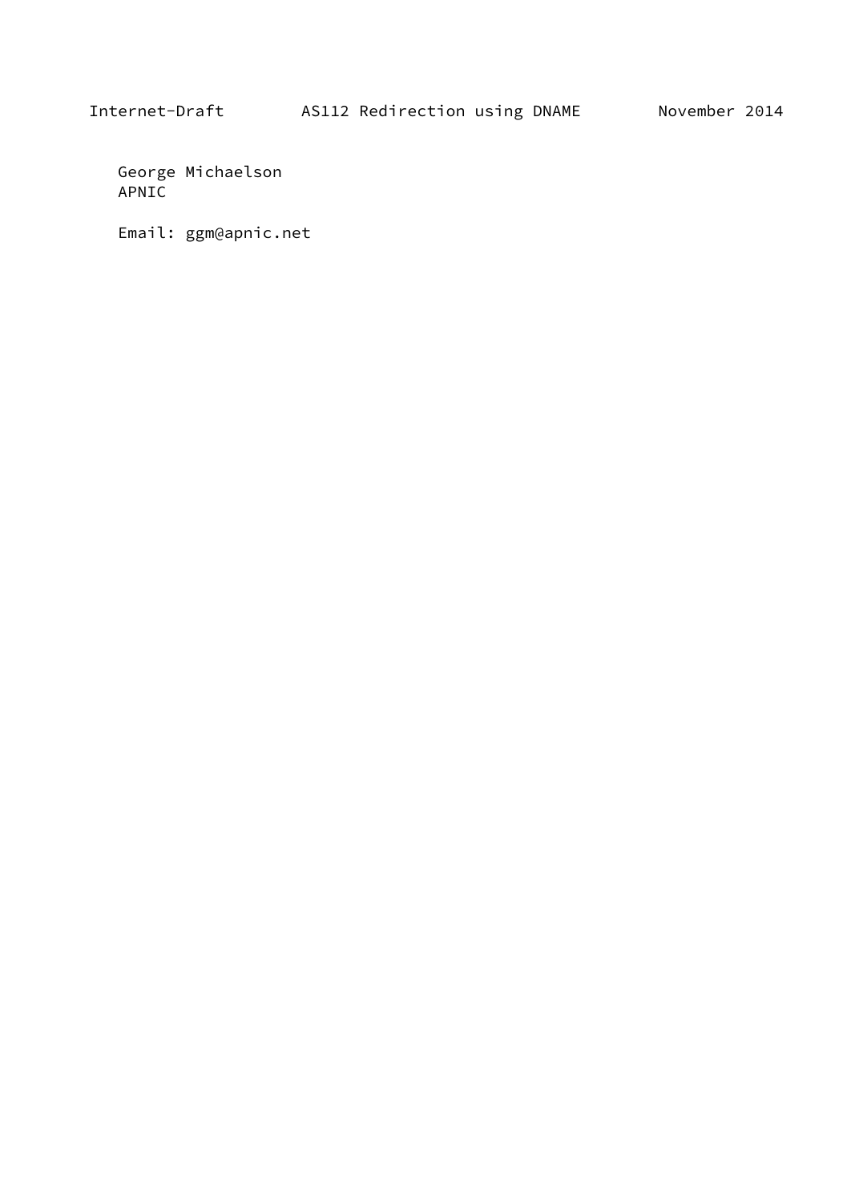George Michaelson
APNIC

Email: ggm@apnic.net